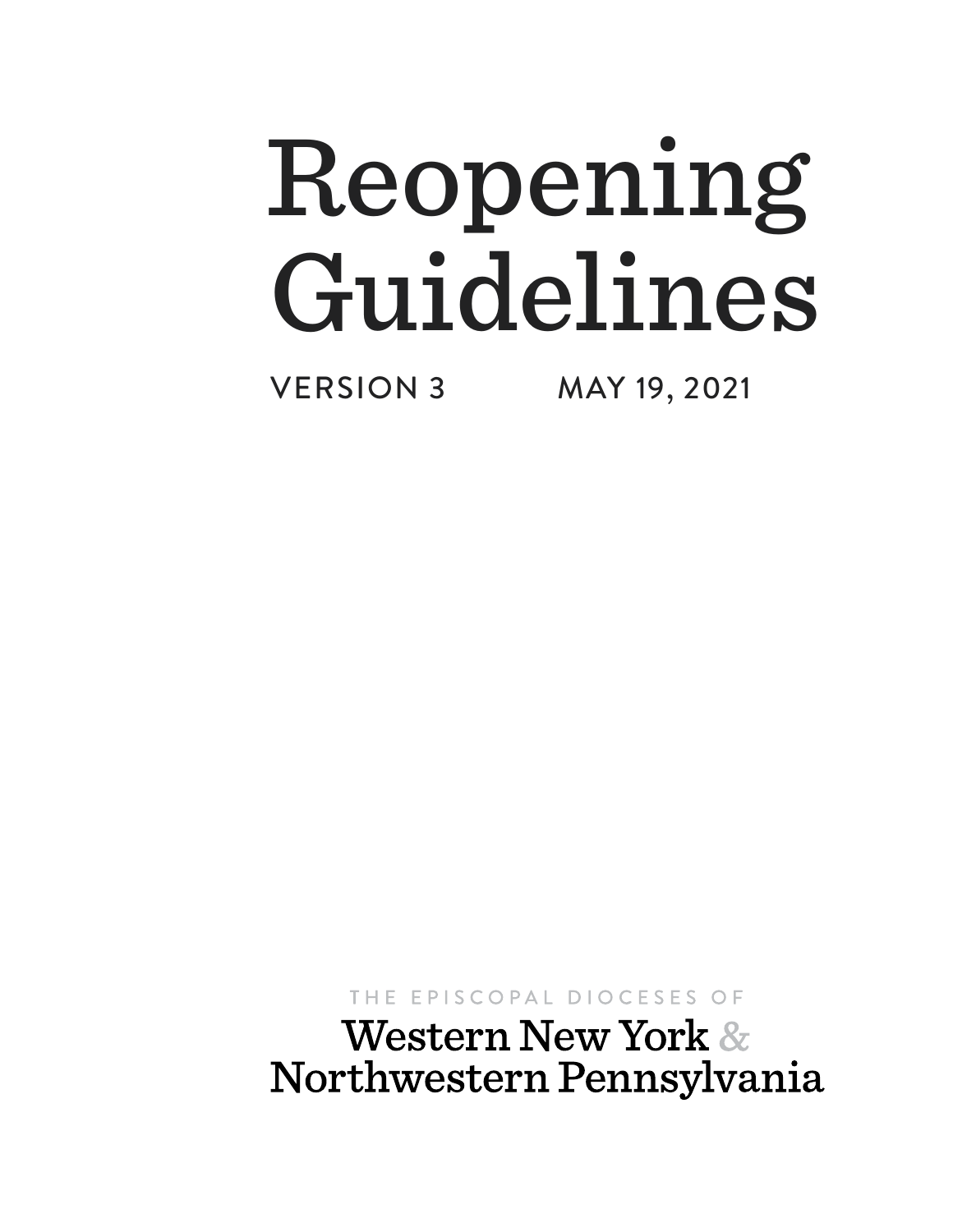# Reopening Guidelines

VERSION 3 MAY 19, 2021

THE EPISCOPAL DIOCESES OF

Western New York & Northwestern Pennsylvania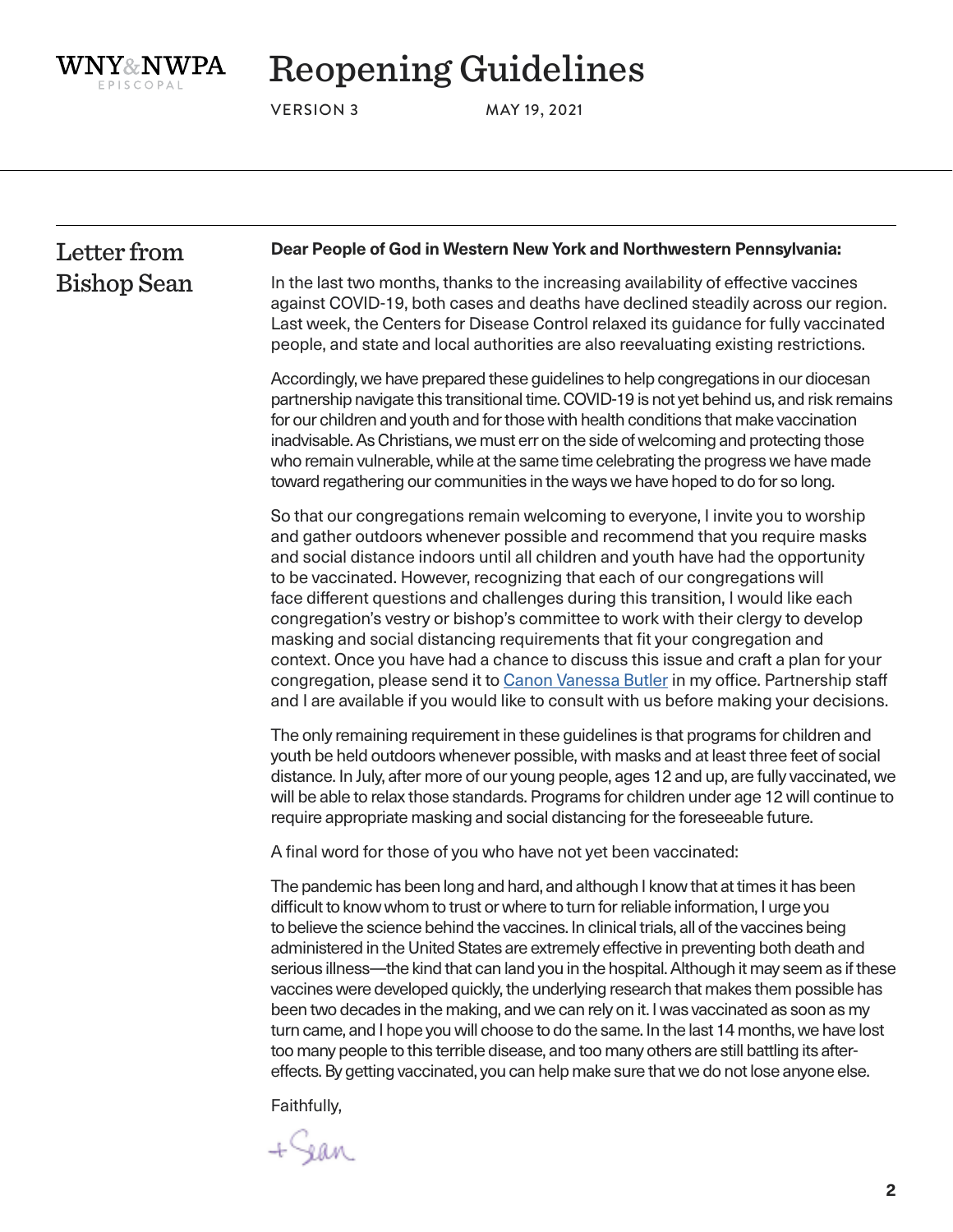# Reopening Guidelines

VERSION 3 MAY 19, 2021

## Letter from Bishop Sean

**Dear People of God in Western New York and Northwestern Pennsylvania:**

In the last two months, thanks to the increasing availability of effective vaccines against COVID-19, both cases and deaths have declined steadily across our region. Last week, the Centers for Disease Control relaxed its guidance for fully vaccinated people, and state and local authorities are also reevaluating existing restrictions.

Accordingly, we have prepared these guidelines to help congregations in our diocesan partnership navigate this transitional time. COVID-19 is not yet behind us, and risk remains for our children and youth and for those with health conditions that make vaccination inadvisable. As Christians, we must err on the side of welcoming and protecting those who remain vulnerable, while at the same time celebrating the progress we have made toward regathering our communities in the ways we have hoped to do for so long.

So that our congregations remain welcoming to everyone, I invite you to worship and gather outdoors whenever possible and recommend that you require masks and social distance indoors until all children and youth have had the opportunity to be vaccinated. However, recognizing that each of our congregations will face different questions and challenges during this transition, I would like each congregation's vestry or bishop's committee to work with their clergy to develop masking and social distancing requirements that fit your congregation and context. Once you have had a chance to discuss this issue and craft a plan for your congregation, please send it to Canon Vanessa Butler in my office. Partnership staff and I are available if you would like to consult with us before making your decisions.

The only remaining requirement in these guidelines is that programs for children and youth be held outdoors whenever possible, with masks and at least three feet of social distance. In July, after more of our young people, ages 12 and up, are fully vaccinated, we will be able to relax those standards. Programs for children under age 12 will continue to require appropriate masking and social distancing for the foreseeable future.

A final word for those of you who have not yet been vaccinated:

The pandemic has been long and hard, and although I know that at times it has been difficult to know whom to trust or where to turn for reliable information, I urge you to believe the science behind the vaccines. In clinical trials, all of the vaccines being administered in the United States are extremely effective in preventing both death and serious illness—the kind that can land you in the hospital. Although it may seem as if these vaccines were developed quickly, the underlying research that makes them possible has been two decades in the making, and we can rely on it. I was vaccinated as soon as my turn came, and I hope you will choose to do the same. In the last 14 months, we have lost too many people to this terrible disease, and too many others are still battling its after-effects. By getting vaccinated, you can help make sure that we do not lose anyone else.

Faithfully,

+Sean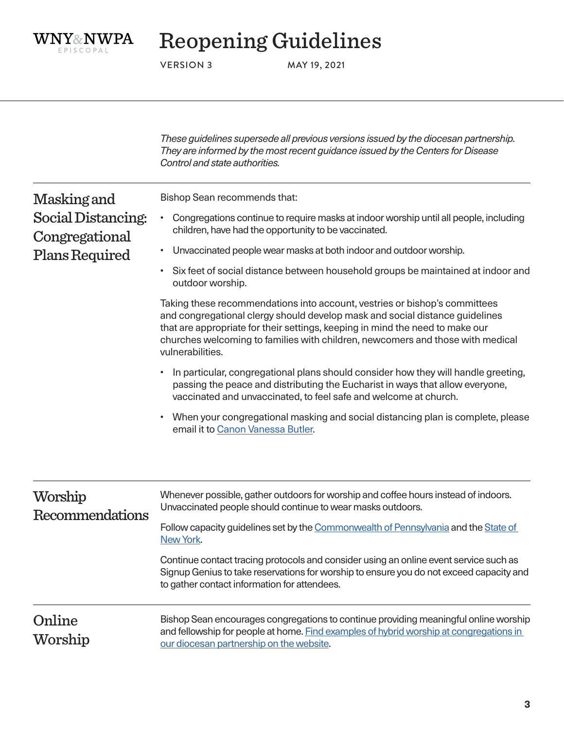# Reopening Guidelines

VERSION 3 MAY 19, 2021

*These guidelines supersede all previous versions issued by the diocesan partnership. They are informed by the most recent guidance issued by the Centers for Disease Control and state authorities.*

## Masking and Social Distancing: Congregational Plans Required

Bishop Sean recommends that:

- Congregations continue to require masks at indoor worship until all people, including children, have had the opportunity to be vaccinated.
- Unvaccinated people wear masks at both indoor and outdoor worship.
- Six feet of social distance between household groups be maintained at indoor and outdoor worship.

Taking these recommendations into account, vestries or bishop's committees and congregational clergy should develop mask and social distance guidelines that are appropriate for their settings, keeping in mind the need to make our churches welcoming to families with children, newcomers and those with medical vulnerabilities.

- In particular, congregational plans should consider how they will handle greeting, passing the peace and distributing the Eucharist in ways that allow everyone, vaccinated and unvaccinated, to feel safe and welcome at church.
- When your congregational masking and social distancing plan is complete, please email it to Canon Vanessa Butler.

## Worship Recommendations

Whenever possible, gather outdoors for worship and coffee hours instead of indoors. Unvaccinated people should continue to wear masks outdoors.

Follow capacity guidelines set by the Commonwealth of Pennsylvania and the State of New York.

Continue contact tracing protocols and consider using an online event service such as Signup Genius to take reservations for worship to ensure you do not exceed capacity and to gather contact information for attendees.

## Online Worship

Bishop Sean encourages congregations to continue providing meaningful online worship and fellowship for people at home. Find examples of hybrid worship at congregations in our diocesan partnership on the website.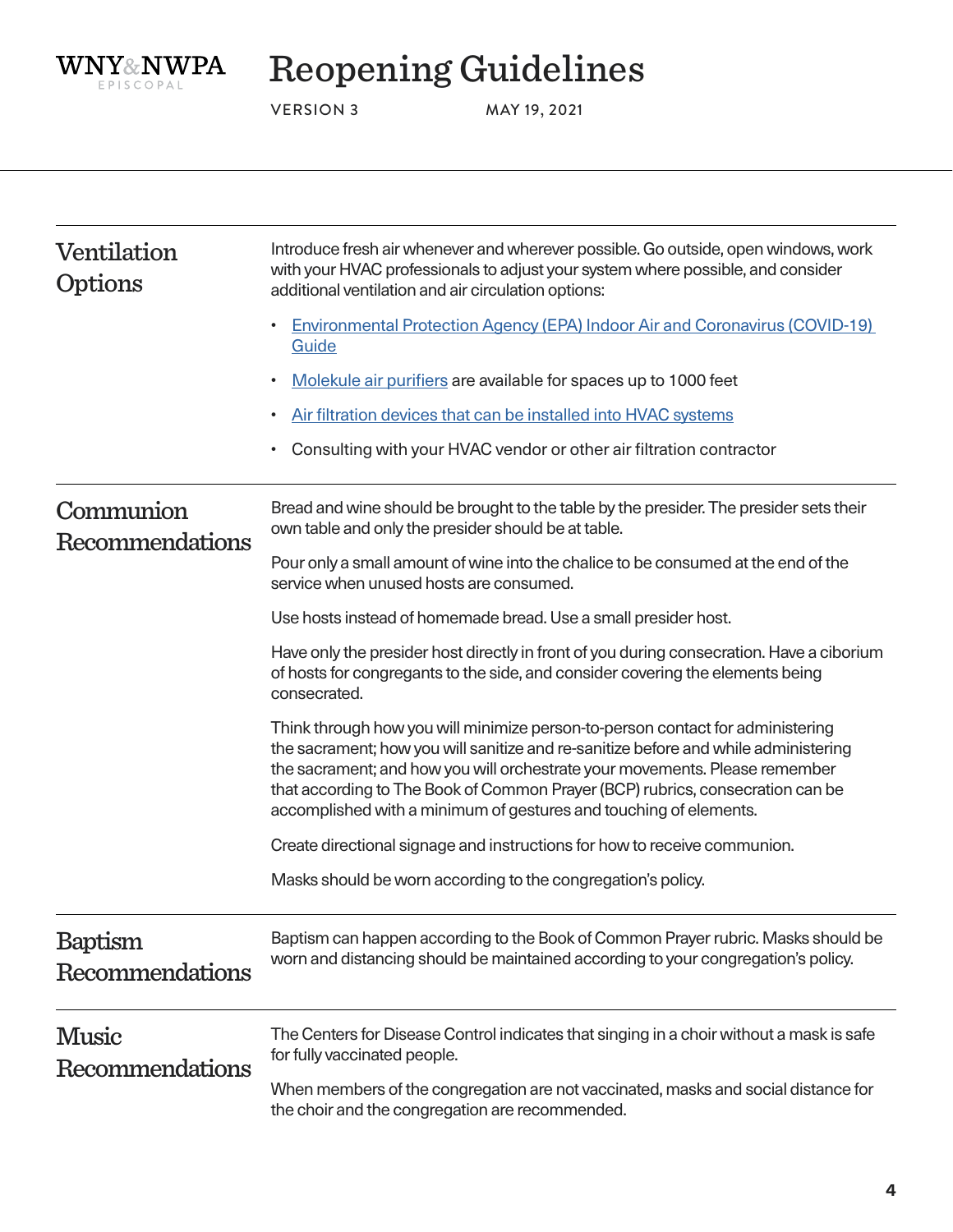## Ventilation Options

Introduce fresh air whenever and wherever possible. Go outside, open windows, work with your HVAC professionals to adjust your system where possible, and consider additional ventilation and air circulation options:

- Environmental Protection Agency (EPA) Indoor Air and Coronavirus (COVID-19) Guide
- Molekule air purifiers are available for spaces up to 1000 feet
- Air filtration devices that can be installed into HVAC systems
- Consulting with your HVAC vendor or other air filtration contractor

## Communion Recommendations

Bread and wine should be brought to the table by the presider. The presider sets their own table and only the presider should be at table.

Pour only a small amount of wine into the chalice to be consumed at the end of the service when unused hosts are consumed.

Use hosts instead of homemade bread. Use a small presider host.

Have only the presider host directly in front of you during consecration. Have a ciborium of hosts for congregants to the side, and consider covering the elements being consecrated.

Think through how you will minimize person-to-person contact for administering the sacrament; how you will sanitize and re-sanitize before and while administering the sacrament; and how you will orchestrate your movements. Please remember that according to The Book of Common Prayer (BCP) rubrics, consecration can be accomplished with a minimum of gestures and touching of elements.

Create directional signage and instructions for how to receive communion.

Masks should be worn according to the congregation's policy.

## Baptism Recommendations

Baptism can happen according to the Book of Common Prayer rubric. Masks should be worn and distancing should be maintained according to your congregation's policy.

## Music Recommendations

The Centers for Disease Control indicates that singing in a choir without a mask is safe for fully vaccinated people.

When members of the congregation are not vaccinated, masks and social distance for the choir and the congregation are recommended.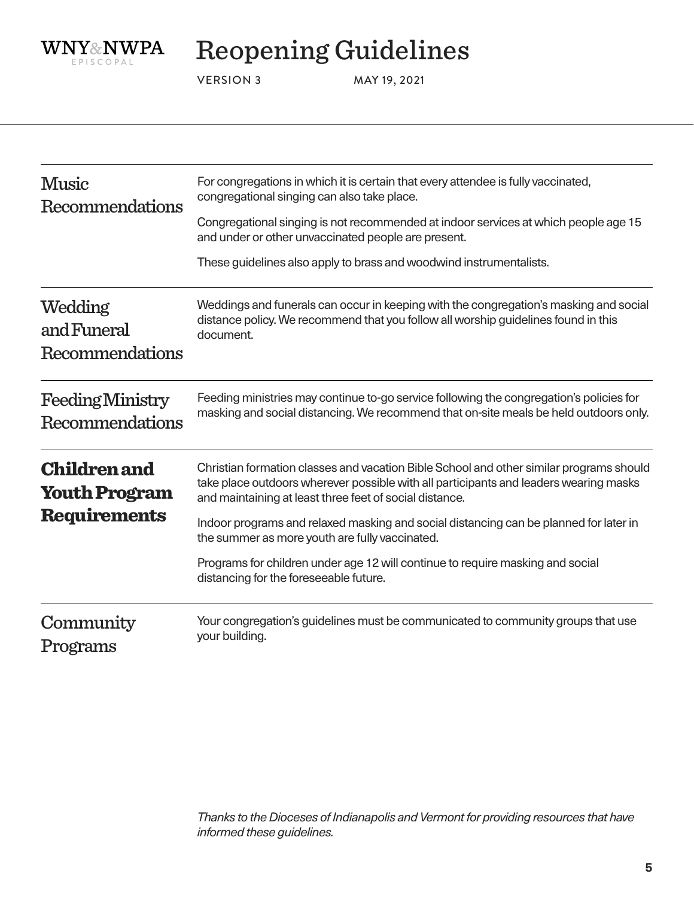## Music Recommendations

For congregations in which it is certain that every attendee is fully vaccinated, congregational singing can also take place.

Congregational singing is not recommended at indoor services at which people age 15 and under or other unvaccinated people are present.

These guidelines also apply to brass and woodwind instrumentalists.

## Wedding and Funeral Recommendations

Weddings and funerals can occur in keeping with the congregation's masking and social distance policy. We recommend that you follow all worship guidelines found in this document.

## Feeding Ministry Recommendations

Feeding ministries may continue to-go service following the congregation's policies for masking and social distancing. We recommend that on-site meals be held outdoors only.

## **Children and Youth Program Requirements**

Christian formation classes and vacation Bible School and other similar programs should take place outdoors wherever possible with all participants and leaders wearing masks and maintaining at least three feet of social distance.

Indoor programs and relaxed masking and social distancing can be planned for later in the summer as more youth are fully vaccinated.

Programs for children under age 12 will continue to require masking and social distancing for the foreseeable future.

## Community Programs

Your congregation's guidelines must be communicated to community groups that use your building.

*Thanks to the Dioceses of Indianapolis and Vermont for providing resources that have informed these guidelines.*